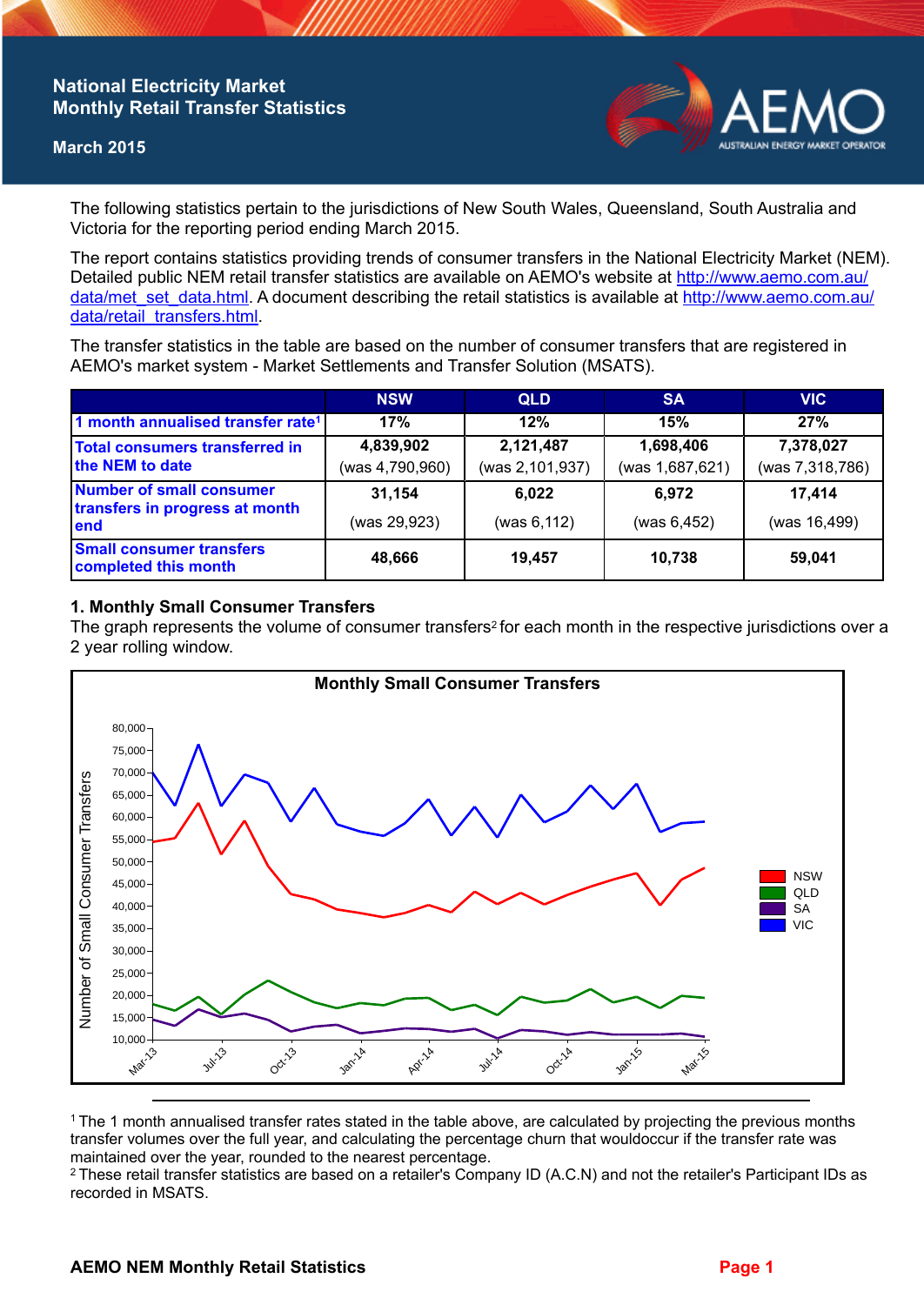# National Electricity Market Monthly Retail Transfer Statistics

**March 2015**

The following statistics pertain to the jurisdictions of New South Wales, Queensland, South Australia and Victoria for the reporting period ending March 2015.

The report contains statistics providing trends of consumer transfers in the National Electricity Market (NEM). Detailed public NEM retail transfer statistics are available on AEMO's website at http://www.aemo.com.au/data/met_set_data.html. A document describing the retail statistics is available at http://www.aemo.com.au/data/retail_transfers.html.

The transfer statistics in the table are based on the number of consumer transfers that are registered in AEMO's market system - Market Settlements and Transfer Solution (MSATS).

| | NSW | QLD | SA | VIC |
|---|---|---|---|---|
| 1 month annualised transfer rate[1] | 17% | 12% | 15% | 27% |
| Total consumers transferred in the NEM to date | 4,839,902 (was 4,790,960) | 2,121,487 (was 2,101,937) | 1,698,406 (was 1,687,621) | 7,378,027 (was 7,318,786) |
| Number of small consumer transfers in progress at month end | 31,154 (was 29,923) | 6,022 (was 6,112) | 6,972 (was 6,452) | 17,414 (was 16,499) |
| Small consumer transfers completed this month | 48,666 | 19,457 | 10,738 | 59,041 |

## 1. Monthly Small Consumer Transfers

The graph represents the volume of consumer transfers[2] for each month in the respective jurisdictions over a 2 year rolling window.

[1] The 1 month annualised transfer rates stated in the table above, are calculated by projecting the previous months transfer volumes over the full year, and calculating the percentage churn that wouldoccur if the transfer rate was maintained over the year, rounded to the nearest percentage.

[2] These retail transfer statistics are based on a retailer's Company ID (A.C.N) and not the retailer's Participant IDs as recorded in MSATS.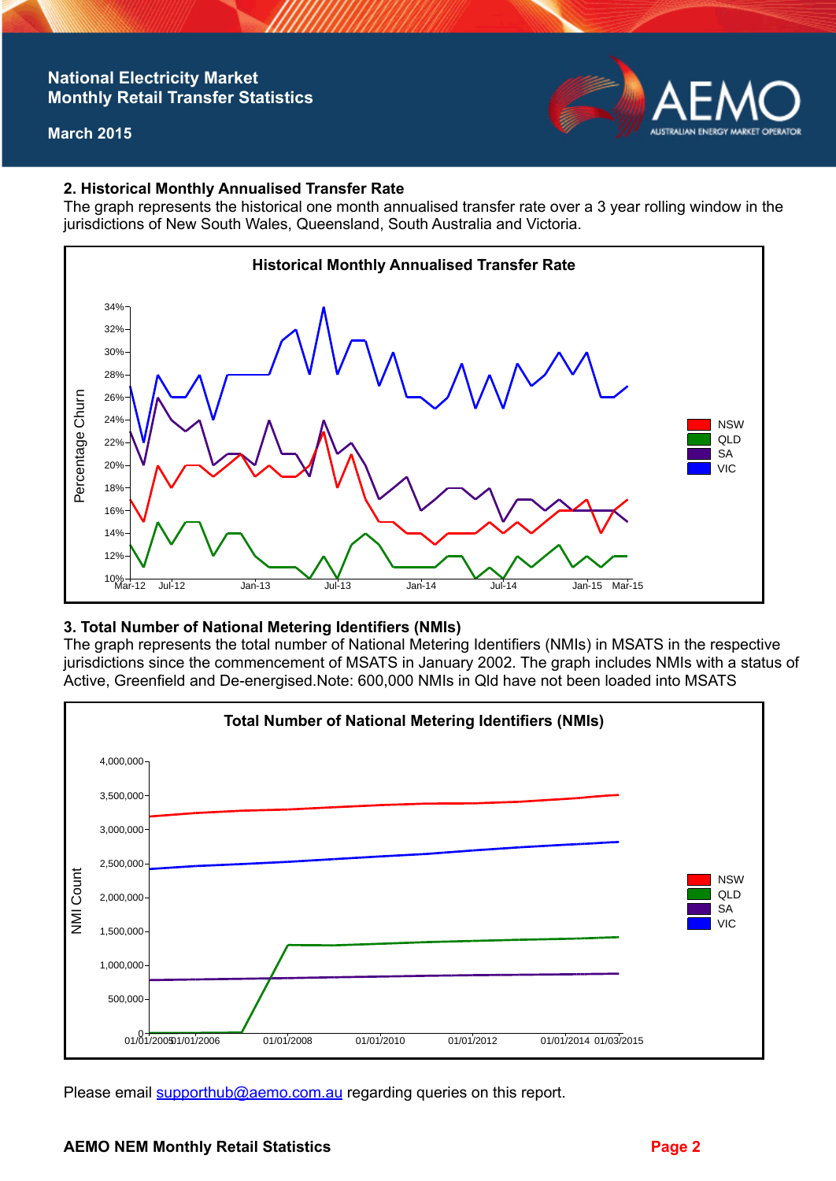National Electricity Market
Monthly Retail Transfer Statistics

March 2015

## 2. Historical Monthly Annualised Transfer Rate

The graph represents the historical one month annualised transfer rate over a 3 year rolling window in the jurisdictions of New South Wales, Queensland, South Australia and Victoria.

Historical Monthly Annualised Transfer Rate

Percentage Churn

34%
32%
30%
28%
26%
24%
22%
20%
18%
16%
14%
12%
10%

Mar-12 Jul-12 Jan-13 Jul-13 Jan-14 Jul-14 Jan-15 Mar-15

NSW
QLD
SA
VIC

## 3. Total Number of National Metering Identifiers (NMIs)

The graph represents the total number of National Metering Identifiers (NMIs) in MSATS in the respective jurisdictions since the commencement of MSATS in January 2002. The graph includes NMIs with a status of Active, Greenfield and De-energised.Note: 600,000 NMIs in Qld have not been loaded into MSATS

Total Number of National Metering Identifiers (NMIs)

NMI Count

4,000,000
3,500,000
3,000,000
2,500,000
2,000,000
1,500,000
1,000,000
500,000
0

01/01/2005 01/01/2006 01/01/2008 01/01/2010 01/01/2012 01/01/2014 01/03/2015

NSW
QLD
SA
VIC

Please email supporthub@aemo.com.au regarding queries on this report.